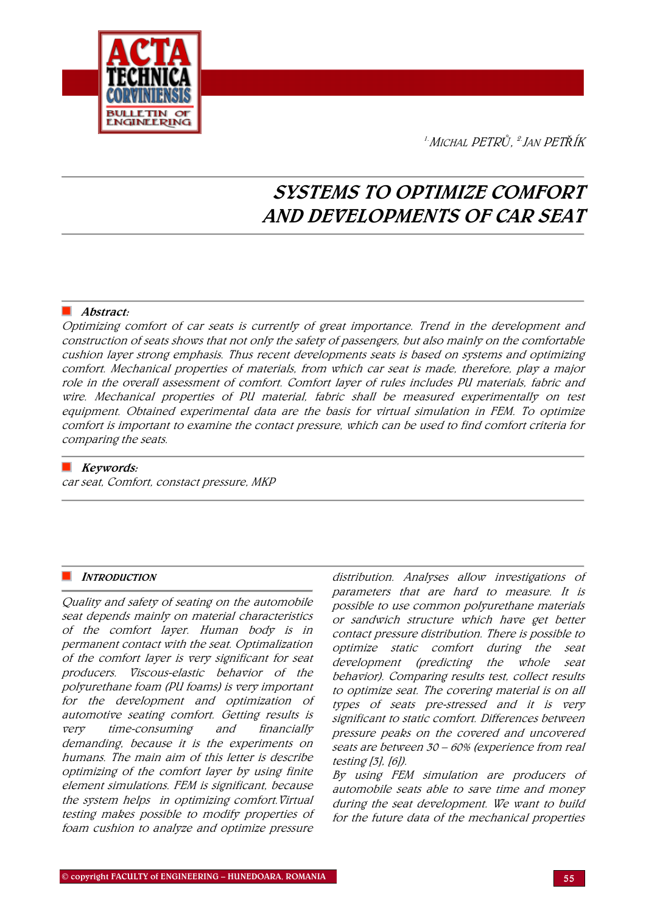[1.]MICHAL PETRŮ, [2.]JAN PETŘÍK

# SYSTEMS TO OPTIMIZE COMFORT AND DEVELOPMENTS OF CAR SEAT

**Abstract:**

*Optimizing comfort of car seats is currently of great importance. Trend in the development and construction of seats shows that not only the safety of passengers, but also mainly on the comfortable cushion layer strong emphasis. Thus recent developments seats is based on systems and optimizing comfort. Mechanical properties of materials, from which car seat is made, therefore, play a major role in the overall assessment of comfort. Comfort layer of rules includes PU materials, fabric and wire. Mechanical properties of PU material, fabric shall be measured experimentally on test equipment. Obtained experimental data are the basis for virtual simulation in FEM. To optimize comfort is important to examine the contact pressure, which can be used to find comfort criteria for comparing the seats.*

**Keywords:**

*car seat, Comfort, constact pressure, MKP*

## INTRODUCTION

Quality and safety of seating on the automobile seat depends mainly on material characteristics of the comfort layer. Human body is in permanent contact with the seat. Optimalization of the comfort layer is very significant for seat producers. Viscous-elastic behavior of the polyurethane foam (PU foams) is very important for the development and optimization of automotive seating comfort. Getting results is very time-consuming and financially demanding, because it is the experiments on humans. The main aim of this letter is describe optimizing of the comfort layer by using finite element simulations. FEM is significant, because the system helps in optimizing comfort. Virtual testing makes possible to modify properties of foam cushion to analyze and optimize pressure distribution. Analyses allow investigations of parameters that are hard to measure. It is possible to use common polyurethane materials or sandwich structure which have get better contact pressure distribution. There is possible to optimize static comfort during the seat development (predicting the whole seat behavior). Comparing results test, collect results to optimize seat. The covering material is on all types of seats pre-stressed and it is very significant to static comfort. Differences between pressure peaks on the covered and uncovered seats are between 30 – 60% (experience from real testing [3], [6]).

By using FEM simulation are producers of automobile seats able to save time and money during the seat development. We want to build for the future data of the mechanical properties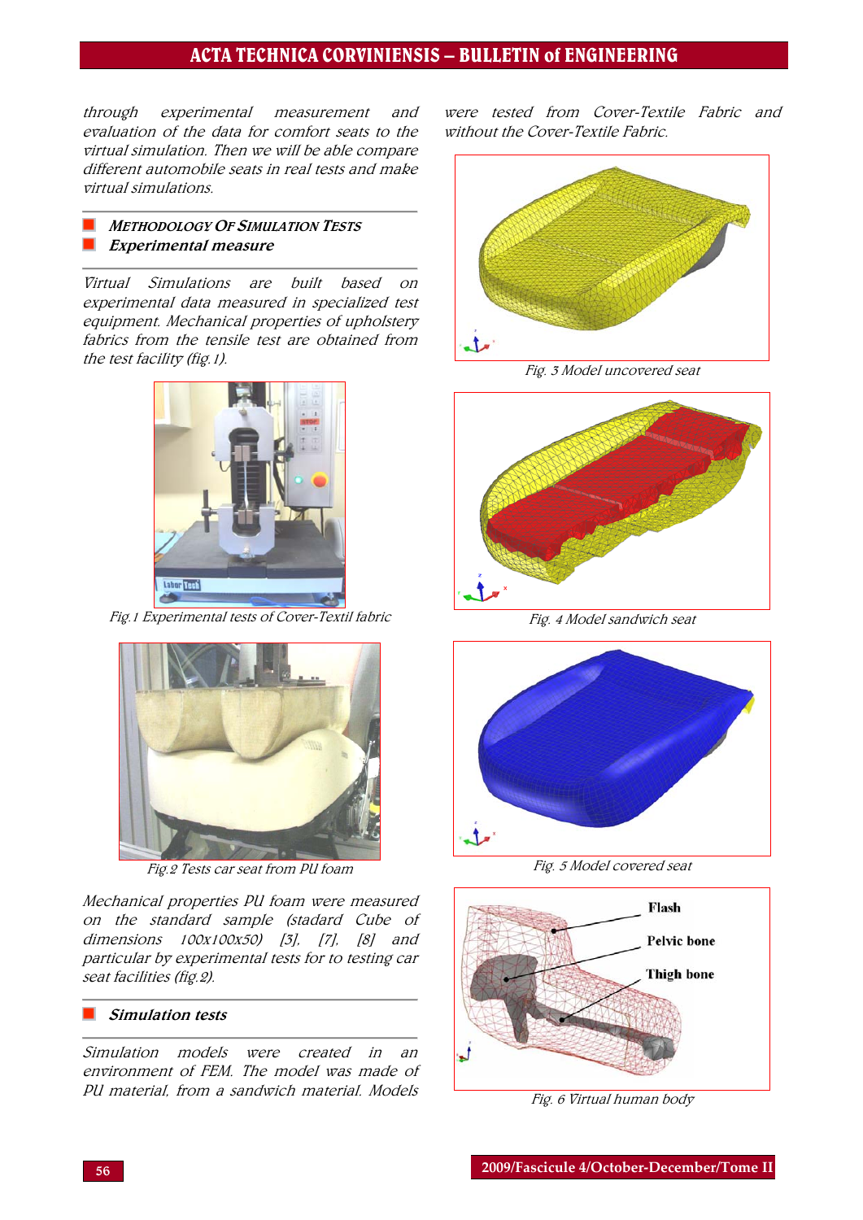through experimental measurement and evaluation of the data for comfort seats to the virtual simulation. Then we will be able compare different automobile seats in real tests and make virtual simulations.

## METHODOLOGY OF SIMULATION TESTS

### Experimental measure

*Virtual Simulations are built based on experimental data measured in specialized test equipment. Mechanical properties of upholstery fabrics from the tensile test are obtained from the test facility (fig.1).*

Fig.1 Experimental tests of Cover-Textil fabric

Fig.2 Tests car seat from PU foam

*Mechanical properties PU foam were measured on the standard sample (stadard Cube of dimensions 100x100x50) [3], [7], [8] and particular by experimental tests for to testing car seat facilities (fig.2).*

### Simulation tests

*Simulation models were created in an environment of FEM. The model was made of PU material, from a sandwich material. Models were tested from Cover-Textile Fabric and without the Cover-Textile Fabric.*

Fig. 3 Model uncovered seat

Fig. 4 Model sandwich seat

Fig. 5 Model covered seat

Flash

Pelvic bone

Thigh bone

Fig. 6 Virtual human body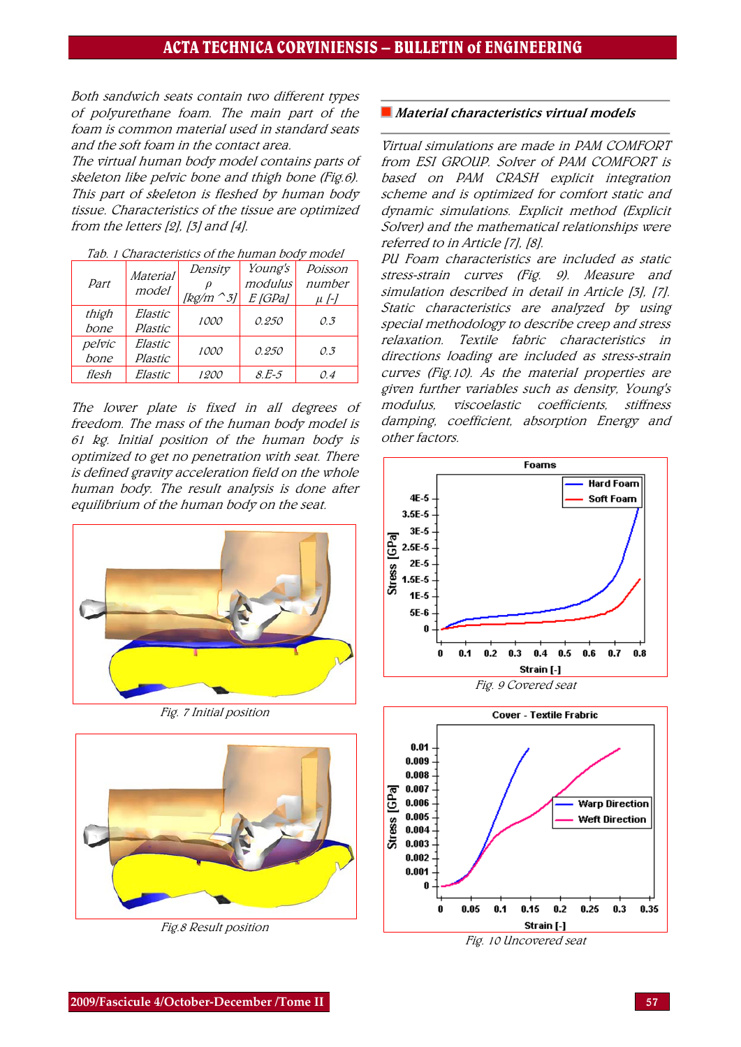Both sandwich seats contain two different types of polyurethane foam. The main part of the foam is common material used in standard seats and the soft foam in the contact area.

The virtual human body model contains parts of skeleton like pelvic bone and thigh bone (Fig.6). This part of skeleton is fleshed by human body tissue. Characteristics of the tissue are optimized from the letters [2], [3] and [4].

Tab. 1 Characteristics of the human body model

| Part | Material model | Density ρ [kg/m^3] | Young's modulus E [GPa] | Poisson number μ [-] |
|---|---|---|---|---|
| thigh bone | Elastic Plastic | 1000 | 0.250 | 0.3 |
| pelvic bone | Elastic Plastic | 1000 | 0.250 | 0.3 |
| flesh | Elastic | 1200 | 8.E-5 | 0.4 |

The lower plate is fixed in all degrees of freedom. The mass of the human body model is 61 kg. Initial position of the human body is optimized to get no penetration with seat. There is defined gravity acceleration field on the whole human body. The result analysis is done after equilibrium of the human body on the seat.

Fig. 7 Initial position

Fig.8 Result position

## Material characteristics virtual models

Virtual simulations are made in PAM COMFORT from ESI GROUP. Solver of PAM COMFORT is based on PAM CRASH explicit integration scheme and is optimized for comfort static and dynamic simulations. Explicit method (Explicit Solver) and the mathematical relationships were referred to in Article [7], [8].

PU Foam characteristics are included as static stress-strain curves (Fig. 9). Measure and simulation described in detail in Article [3], [7]. Static characteristics are analyzed by using special methodology to describe creep and stress relaxation. Textile fabric characteristics in directions loading are included as stress-strain curves (Fig.10). As the material properties are given further variables such as density, Young's modulus, viscoelastic coefficients, stiffness damping, coefficient, absorption Energy and other factors.

Foams

Hard Foam
Soft Foam

Stress [GPa]
4E-5
3.5E-5
3E-5
2.5E-5
2E-5
1.5E-5
1E-5
5E-6
0

0 0.1 0.2 0.3 0.4 0.5 0.6 0.7 0.8
Strain [-]

Fig. 9 Covered seat

Cover - Textile Frabric

Warp Direction
Weft Direction

Stress [GPa]
0.01
0.009
0.008
0.007
0.006
0.005
0.004
0.003
0.002
0.001
0

0 0.05 0.1 0.15 0.2 0.25 0.3 0.35
Strain [-]

Fig. 10 Uncovered seat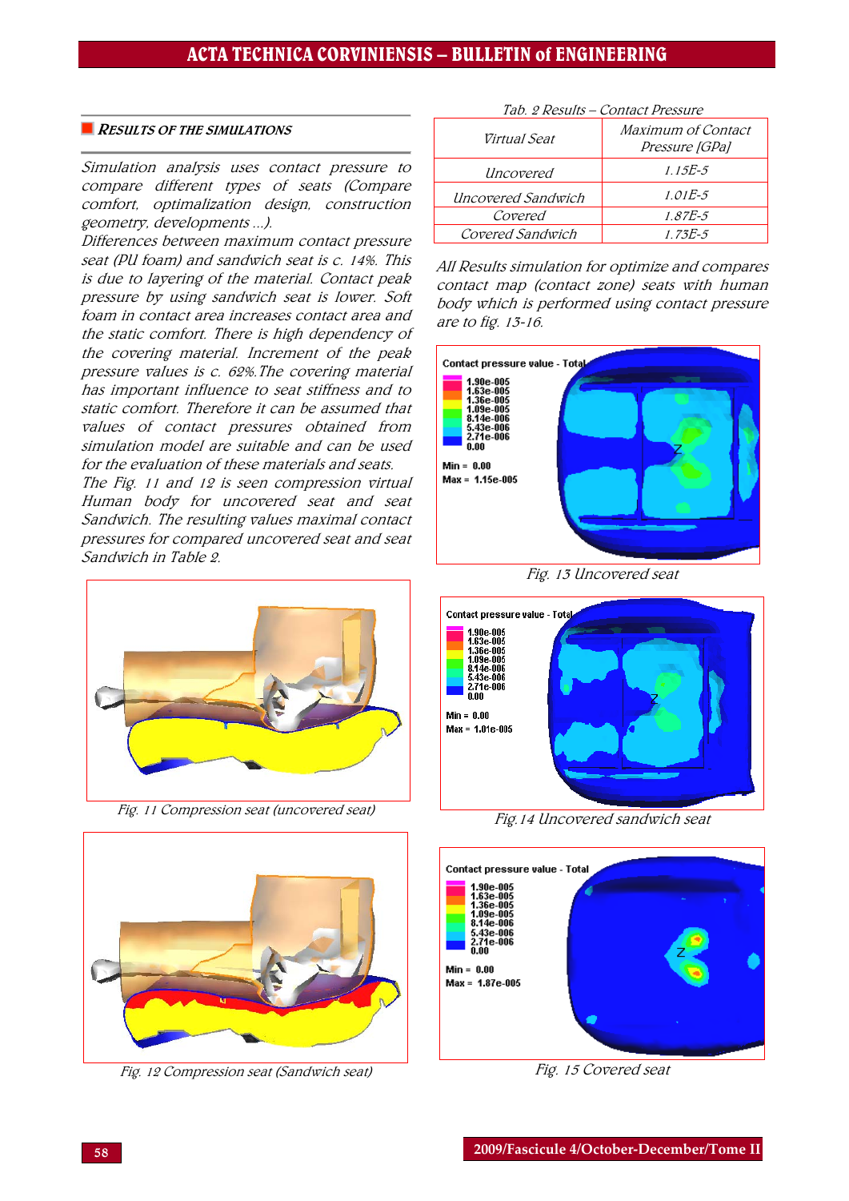## RESULTS OF THE SIMULATIONS

*Simulation analysis uses contact pressure to compare different types of seats (Compare comfort, optimalization design, construction geometry, developments ...).*

*Differences between maximum contact pressure seat (PU foam) and sandwich seat is c. 14%. This is due to layering of the material. Contact peak pressure by using sandwich seat is lower. Soft foam in contact area increases contact area and the static comfort. There is high dependency of the covering material. Increment of the peak pressure values is c. 62%.The covering material has important influence to seat stiffness and to static comfort. Therefore it can be assumed that values of contact pressures obtained from simulation model are suitable and can be used for the evaluation of these materials and seats.*

*The Fig. 11 and 12 is seen compression virtual Human body for uncovered seat and seat Sandwich. The resulting values maximal contact pressures for compared uncovered seat and seat Sandwich in Table 2.*

Fig. 11 Compression seat (uncovered seat)

Fig. 12 Compression seat (Sandwich seat)

Tab. 2 Results – Contact Pressure

| Virtual Seat | Maximum of Contact Pressure [GPa] |
|---|---|
| Uncovered | 1.15E-5 |
| Uncovered Sandwich | 1.01E-5 |
| Covered | 1.87E-5 |
| Covered Sandwich | 1.73E-5 |

*All Results simulation for optimize and compares contact map (contact zone) seats with human body which is performed using contact pressure are to fig. 13-16.*

Contact pressure value - Total
1.90e-005
1.63e-005
1.36e-005
1.09e-005
8.14e-006
5.43e-006
2.71e-006
0.00
Min = 0.00
Max = 1.15e-005

Fig. 13 Uncovered seat

Contact pressure value - Total
1.90e-005
1.63e-005
1.36e-005
1.09e-005
8.14e-006
5.43e-006
2.71e-006
0.00
Min = 0.00
Max = 1.01e-005

Fig.14 Uncovered sandwich seat

Contact pressure value - Total
1.90e-005
1.63e-005
1.36e-005
1.09e-005
8.14e-006
5.43e-006
2.71e-006
0.00
Min = 0.00
Max = 1.87e-005

Fig. 15 Covered seat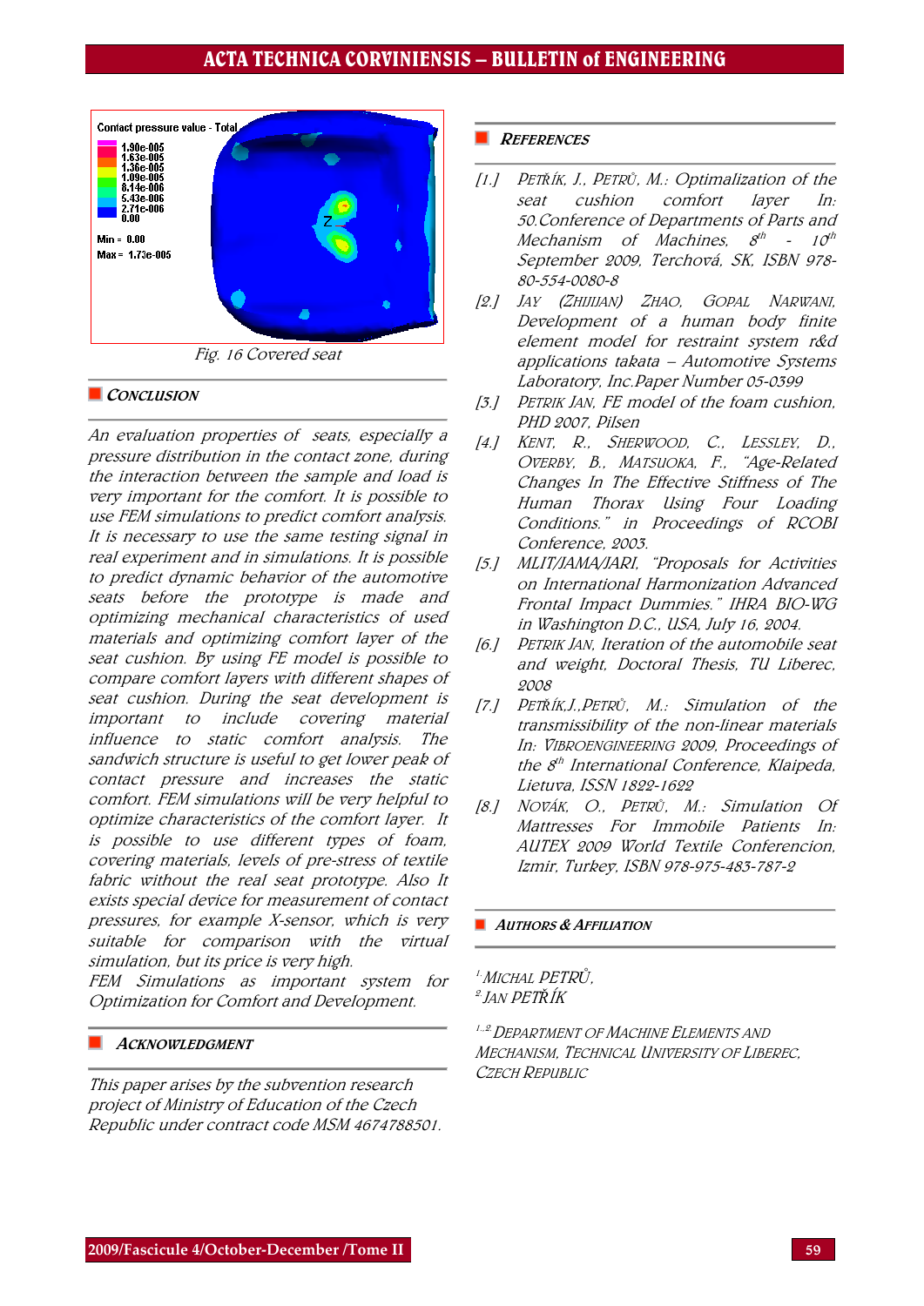Fig. 16 Covered seat

## CONCLUSION

An evaluation properties of seats, especially a pressure distribution in the contact zone, during the interaction between the sample and load is very important for the comfort. It is possible to use FEM simulations to predict comfort analysis. It is necessary to use the same testing signal in real experiment and in simulations. It is possible to predict dynamic behavior of the automotive seats before the prototype is made and optimizing mechanical characteristics of used materials and optimizing comfort layer of the seat cushion. By using FE model is possible to compare comfort layers with different shapes of seat cushion. During the seat development is important to include covering material influence to static comfort analysis. The sandwich structure is useful to get lower peak of contact pressure and increases the static comfort. FEM simulations will be very helpful to optimize characteristics of the comfort layer. It is possible to use different types of foam, covering materials, levels of pre-stress of textile fabric without the real seat prototype. Also It exists special device for measurement of contact pressures, for example X-sensor, which is very suitable for comparison with the virtual simulation, but its price is very high.

FEM Simulations as important system for Optimization for Comfort and Development.

## ACKNOWLEDGMENT

This paper arises by the subvention research project of Ministry of Education of the Czech Republic under contract code MSM 4674788501.

## REFERENCES

[1.] PETŘÍK, J., PETRŮ, M.: Optimalization of the seat cushion comfort layer In: 50.Conference of Departments of Parts and Mechanism of Machines, 8th - 10th September 2009, Terchová, SK, ISBN 978-80-554-0080-8

[2.] JAY (ZHIJIAN) ZHAO, GOPAL NARWANI, Development of a human body finite element model for restraint system r&d applications takata – Automotive Systems Laboratory, Inc.Paper Number 05-0399

[3.] PETRIK JAN, FE model of the foam cushion, PHD 2007, Pilsen

[4.] KENT, R., SHERWOOD, C., LESSLEY, D., OVERBY, B., MATSUOKA, F., "Age-Related Changes In The Effective Stiffness of The Human Thorax Using Four Loading Conditions." in Proceedings of RCOBI Conference, 2003.

[5.] MLIT/JAMA/JARI, "Proposals for Activities on International Harmonization Advanced Frontal Impact Dummies." IHRA BIO-WG in Washington D.C., USA, July 16, 2004.

[6.] PETRIK JAN, Iteration of the automobile seat and weight, Doctoral Thesis, TU Liberec, 2008

[7.] PETŘÍK,J.,PETRŮ, M.: Simulation of the transmissibility of the non-linear materials In: VIBROENGINEERING 2009, Proceedings of the 8th International Conference, Klaipeda, Lietuva, ISSN 1822-1622

[8.] NOVÁK, O., PETRŮ, M.: Simulation Of Mattresses For Immobile Patients In: AUTEX 2009 World Textile Conferencion, Izmir, Turkey, ISBN 978-975-483-787-2

## AUTHORS & AFFILIATION

[1.] MICHAL PETRŮ,
[2.] JAN PETŘÍK

[1.,2.] DEPARTMENT OF MACHINE ELEMENTS AND MECHANISM, TECHNICAL UNIVERSITY OF LIBEREC, CZECH REPUBLIC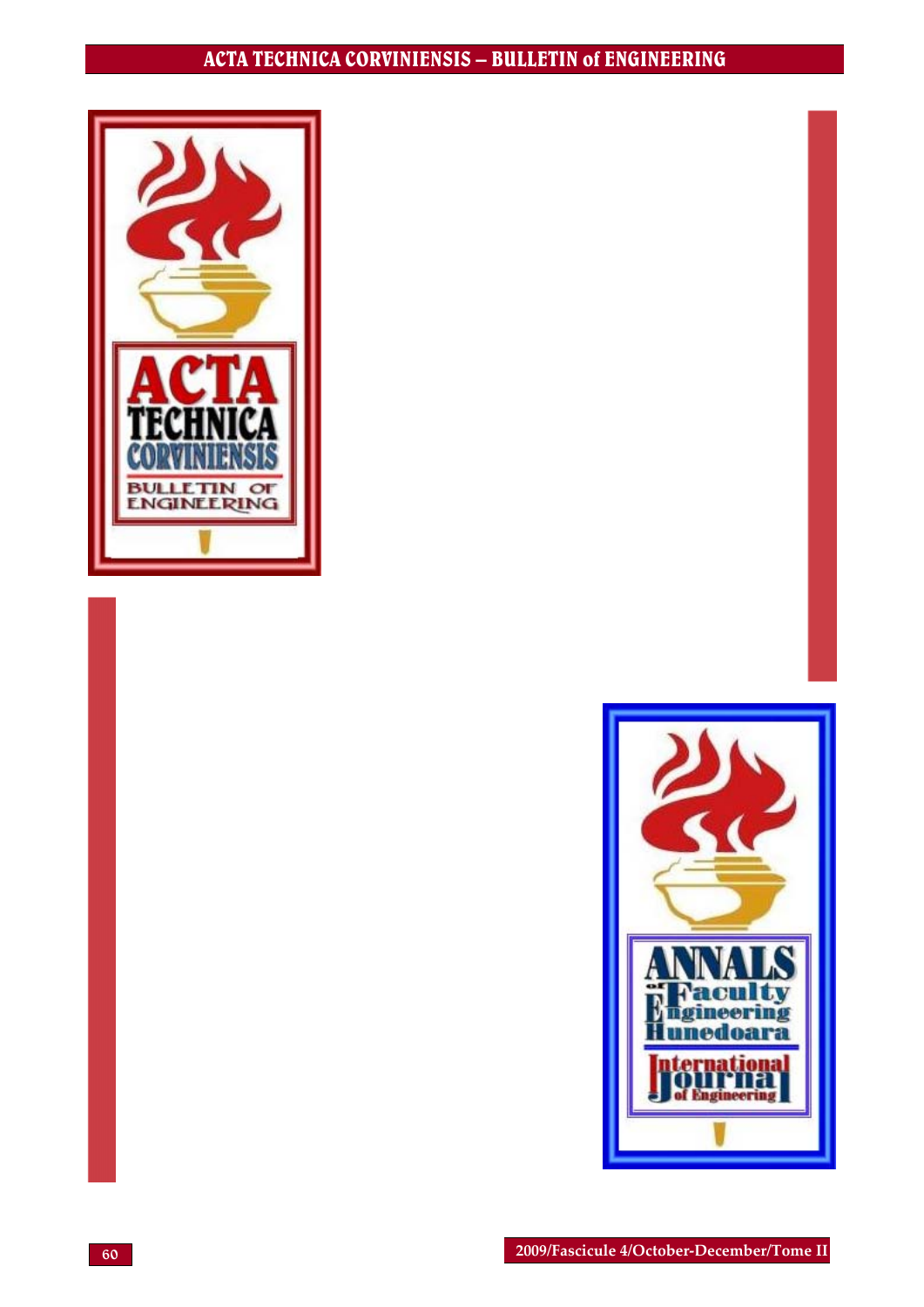ACTA TECHNICA CORVINIENSIS

BULLETIN OF ENGINEERING

ANNALS of Faculty Engineering Hunedoara

International Journal of Engineering